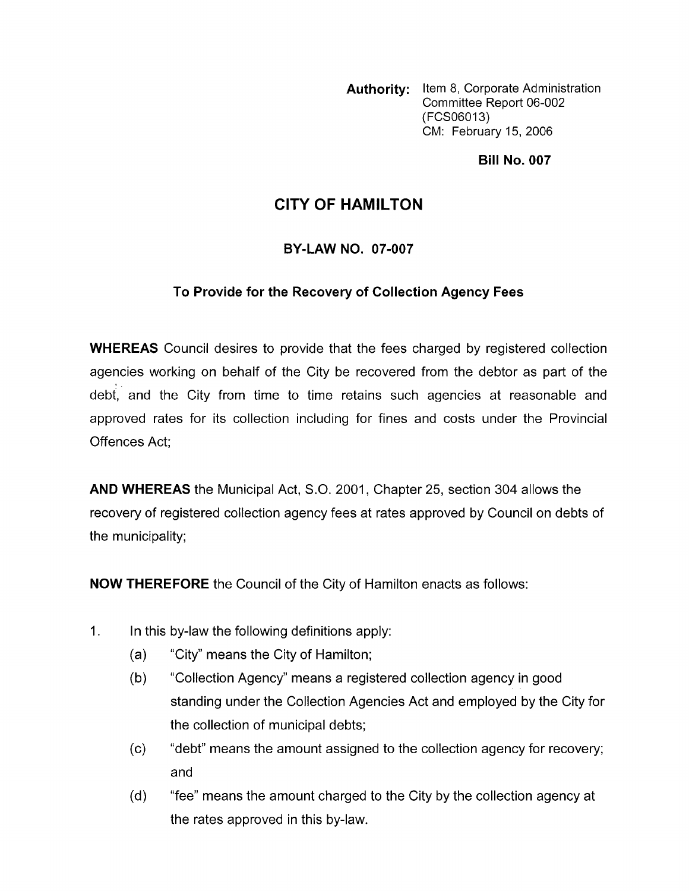**Authority:** Item 8, Corporate Administration Committee Report 06-002 (FCS06013)
CM: February 15, 2006

**Bill No. 007**

# CITY OF HAMILTON

## BY-LAW NO. 07-007

### To Provide for the Recovery of Collection Agency Fees

**WHEREAS** Council desires to provide that the fees charged by registered collection agencies working on behalf of the City be recovered from the debtor as part of the debt, and the City from time to time retains such agencies at reasonable and approved rates for its collection including for fines and costs under the Provincial Offences Act;

**AND WHEREAS** the Municipal Act, S.O. 2001, Chapter 25, section 304 allows the recovery of registered collection agency fees at rates approved by Council on debts of the municipality;

**NOW THEREFORE** the Council of the City of Hamilton enacts as follows:

1. In this by-law the following definitions apply:
   (a) "City" means the City of Hamilton;
   (b) "Collection Agency" means a registered collection agency in good standing under the Collection Agencies Act and employed by the City for the collection of municipal debts;
   (c) "debt" means the amount assigned to the collection agency for recovery; and
   (d) "fee" means the amount charged to the City by the collection agency at the rates approved in this by-law.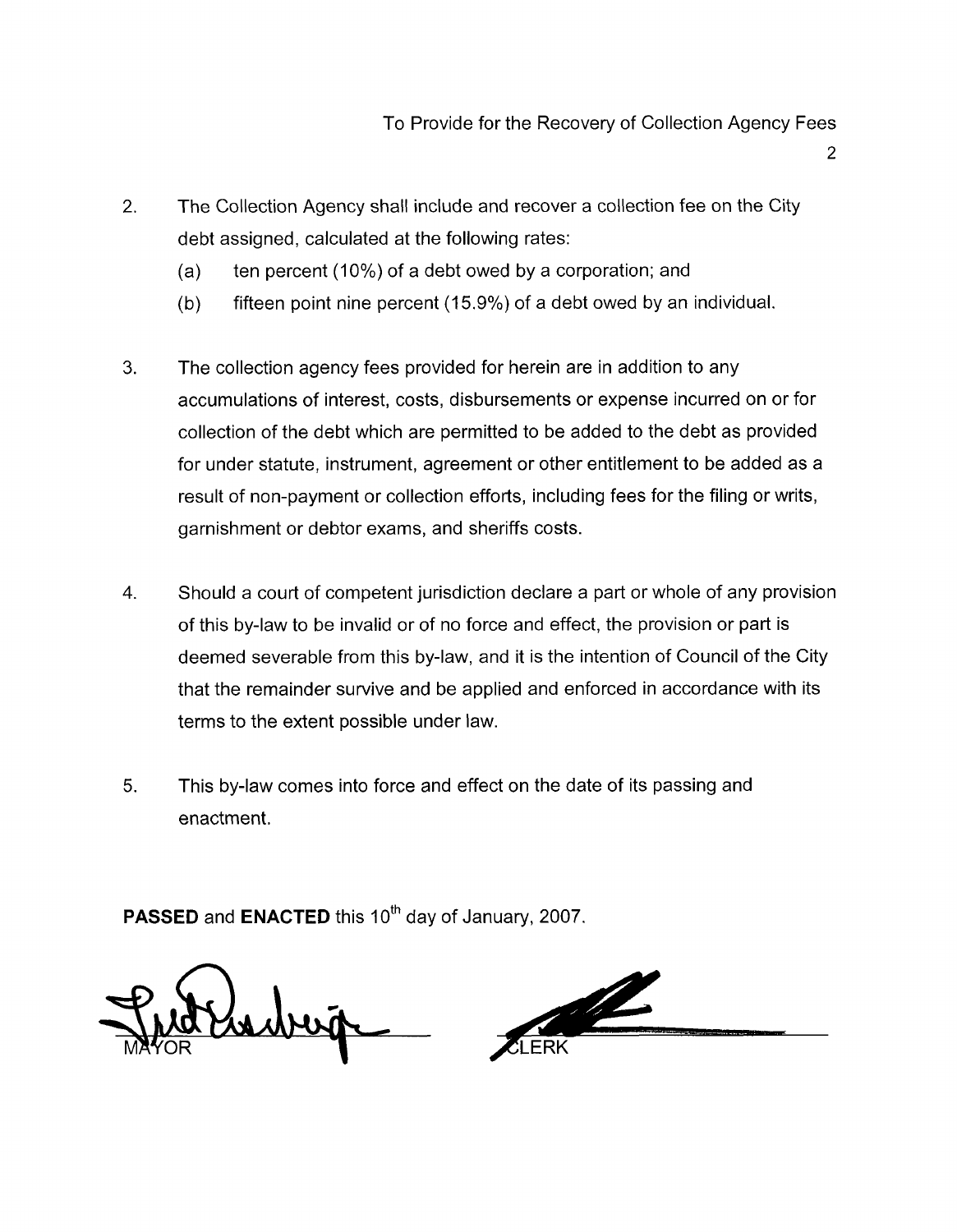2. The Collection Agency shall include and recover a collection fee on the City debt assigned, calculated at the following rates:
   (a) ten percent (10%) of a debt owed by a corporation; and
   (b) fifteen point nine percent (15.9%) of a debt owed by an individual.

3. The collection agency fees provided for herein are in addition to any accumulations of interest, costs, disbursements or expense incurred on or for collection of the debt which are permitted to be added to the debt as provided for under statute, instrument, agreement or other entitlement to be added as a result of non-payment or collection efforts, including fees for the filing or writs, garnishment or debtor exams, and sheriffs costs.

4. Should a court of competent jurisdiction declare a part or whole of any provision of this by-law to be invalid or of no force and effect, the provision or part is deemed severable from this by-law, and it is the intention of Council of the City that the remainder survive and be applied and enforced in accordance with its terms to the extent possible under law.

5. This by-law comes into force and effect on the date of its passing and enactment.

**PASSED** and **ENACTED** this 10th day of January, 2007.

MAYOR

CLERK